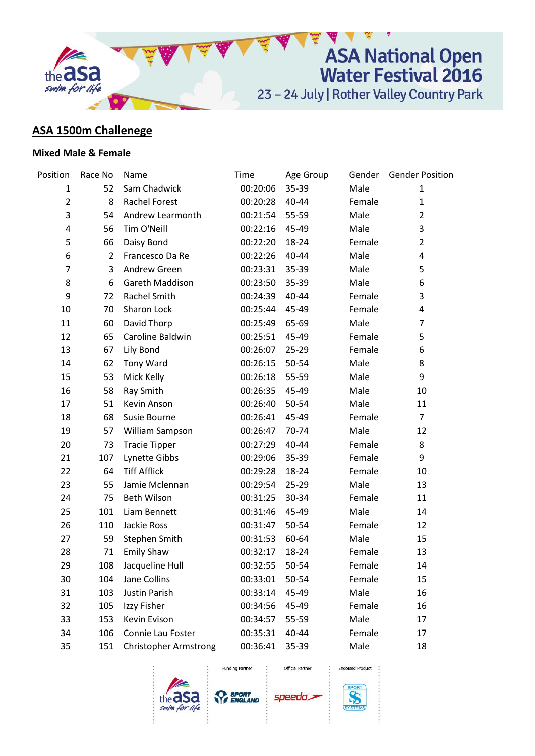# ASA National Open Water Festival 2016

23 – 24 July | Rother Valley Country Park

## ASA 1500m Challenege

**Mixed Male & Female**

| Position | Race No | Name | Time | Age Group | Gender | Gender Position |
|---|---|---|---|---|---|---|
| 1 | 52 | Sam Chadwick | 00:20:06 | 35-39 | Male | 1 |
| 2 | 8 | Rachel Forest | 00:20:28 | 40-44 | Female | 1 |
| 3 | 54 | Andrew Learmonth | 00:21:54 | 55-59 | Male | 2 |
| 4 | 56 | Tim O'Neill | 00:22:16 | 45-49 | Male | 3 |
| 5 | 66 | Daisy Bond | 00:22:20 | 18-24 | Female | 2 |
| 6 | 2 | Francesco Da Re | 00:22:26 | 40-44 | Male | 4 |
| 7 | 3 | Andrew Green | 00:23:31 | 35-39 | Male | 5 |
| 8 | 6 | Gareth Maddison | 00:23:50 | 35-39 | Male | 6 |
| 9 | 72 | Rachel Smith | 00:24:39 | 40-44 | Female | 3 |
| 10 | 70 | Sharon Lock | 00:25:44 | 45-49 | Female | 4 |
| 11 | 60 | David Thorp | 00:25:49 | 65-69 | Male | 7 |
| 12 | 65 | Caroline Baldwin | 00:25:51 | 45-49 | Female | 5 |
| 13 | 67 | Lily Bond | 00:26:07 | 25-29 | Female | 6 |
| 14 | 62 | Tony Ward | 00:26:15 | 50-54 | Male | 8 |
| 15 | 53 | Mick Kelly | 00:26:18 | 55-59 | Male | 9 |
| 16 | 58 | Ray Smith | 00:26:35 | 45-49 | Male | 10 |
| 17 | 51 | Kevin Anson | 00:26:40 | 50-54 | Male | 11 |
| 18 | 68 | Susie Bourne | 00:26:41 | 45-49 | Female | 7 |
| 19 | 57 | William Sampson | 00:26:47 | 70-74 | Male | 12 |
| 20 | 73 | Tracie Tipper | 00:27:29 | 40-44 | Female | 8 |
| 21 | 107 | Lynette Gibbs | 00:29:06 | 35-39 | Female | 9 |
| 22 | 64 | Tiff Afflick | 00:29:28 | 18-24 | Female | 10 |
| 23 | 55 | Jamie Mclennan | 00:29:54 | 25-29 | Male | 13 |
| 24 | 75 | Beth Wilson | 00:31:25 | 30-34 | Female | 11 |
| 25 | 101 | Liam Bennett | 00:31:46 | 45-49 | Male | 14 |
| 26 | 110 | Jackie Ross | 00:31:47 | 50-54 | Female | 12 |
| 27 | 59 | Stephen Smith | 00:31:53 | 60-64 | Male | 15 |
| 28 | 71 | Emily Shaw | 00:32:17 | 18-24 | Female | 13 |
| 29 | 108 | Jacqueline Hull | 00:32:55 | 50-54 | Female | 14 |
| 30 | 104 | Jane Collins | 00:33:01 | 50-54 | Female | 15 |
| 31 | 103 | Justin Parish | 00:33:14 | 45-49 | Male | 16 |
| 32 | 105 | Izzy Fisher | 00:34:56 | 45-49 | Female | 16 |
| 33 | 153 | Kevin Evison | 00:34:57 | 55-59 | Male | 17 |
| 34 | 106 | Connie Lau Foster | 00:35:31 | 40-44 | Female | 17 |
| 35 | 151 | Christopher Armstrong | 00:36:41 | 35-39 | Male | 18 |

Funding Partner · Official Partner · Endorsed Product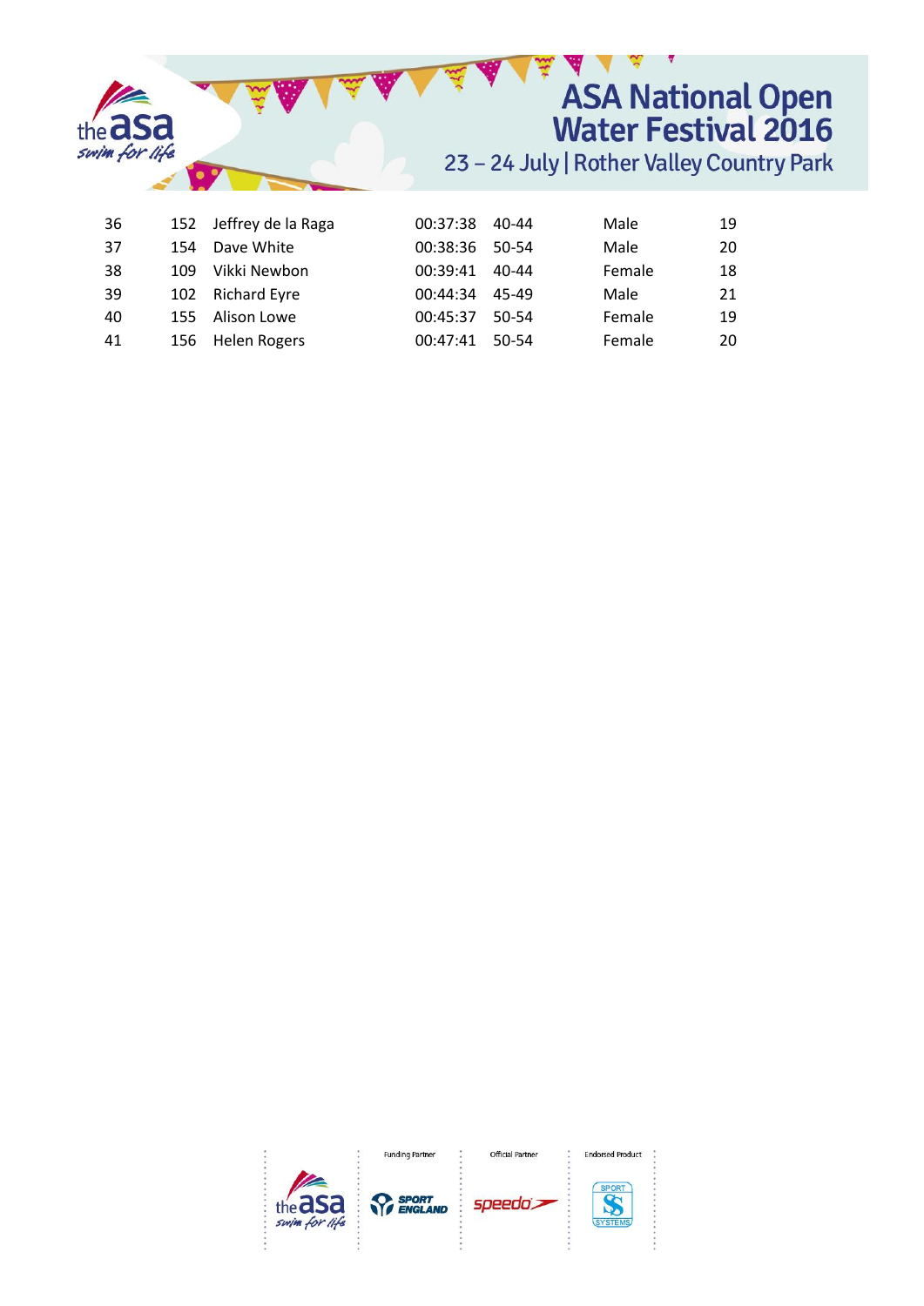| | | | | | | |
|---|---|---|---|---|---|---|
| 36 | 152 | Jeffrey de la Raga | 00:37:38 | 40-44 | Male | 19 |
| 37 | 154 | Dave White | 00:38:36 | 50-54 | Male | 20 |
| 38 | 109 | Vikki Newbon | 00:39:41 | 40-44 | Female | 18 |
| 39 | 102 | Richard Eyre | 00:44:34 | 45-49 | Male | 21 |
| 40 | 155 | Alison Lowe | 00:45:37 | 50-54 | Female | 19 |
| 41 | 156 | Helen Rogers | 00:47:41 | 50-54 | Female | 20 |